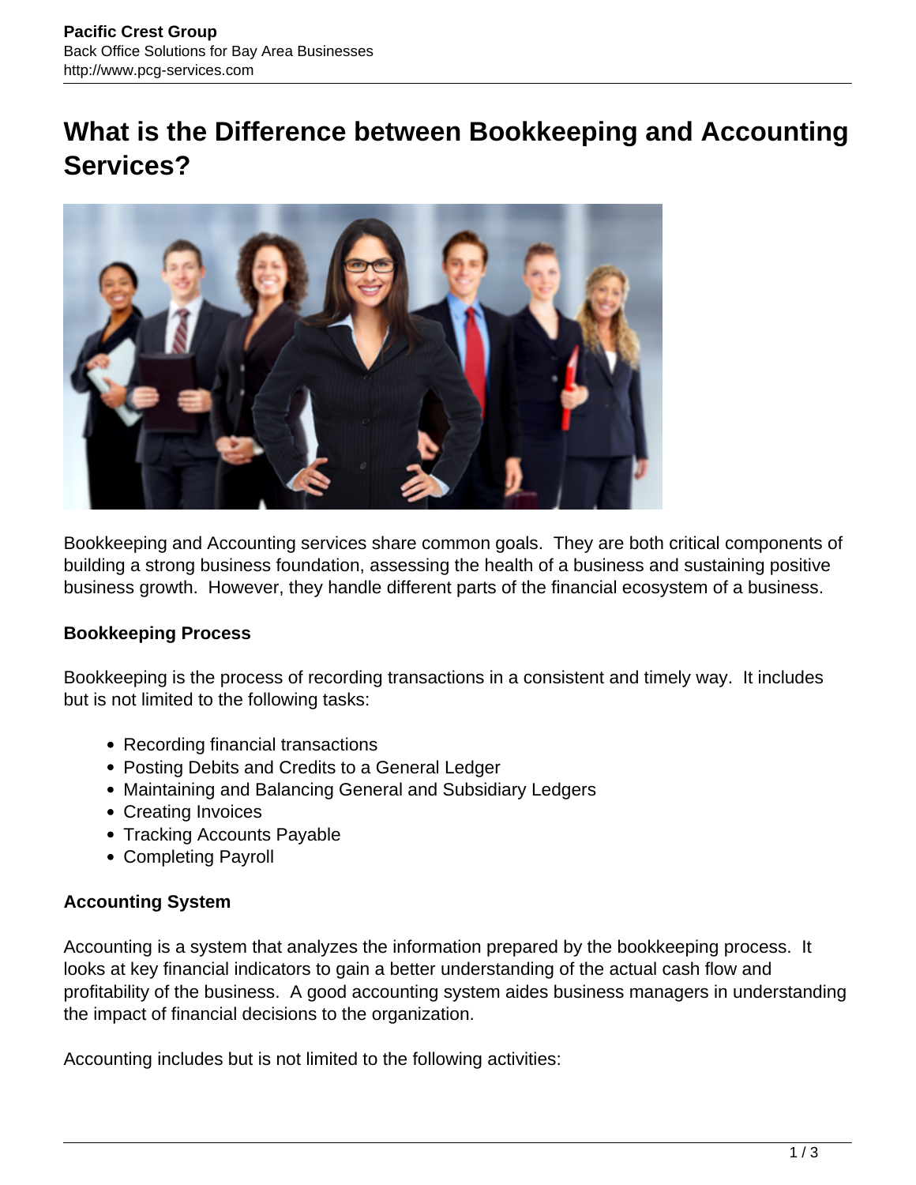# What is the Difference between Bookkeeping and Accounting Services?

Bookkeeping and Accounting services share common goals. They are both critical components of building a strong business foundation, assessing the health of a business and sustaining positive business growth. However, they handle different parts of the financial ecosystem of a business.

**Bookkeeping Process**

Bookkeeping is the process of recording transactions in a consistent and timely way. It includes but is not limited to the following tasks:

- Recording financial transactions
- Posting Debits and Credits to a General Ledger
- Maintaining and Balancing General and Subsidiary Ledgers
- Creating Invoices
- Tracking Accounts Payable
- Completing Payroll

**Accounting System**

Accounting is a system that analyzes the information prepared by the bookkeeping process. It looks at key financial indicators to gain a better understanding of the actual cash flow and profitability of the business. A good accounting system aides business managers in understanding the impact of financial decisions to the organization.

Accounting includes but is not limited to the following activities: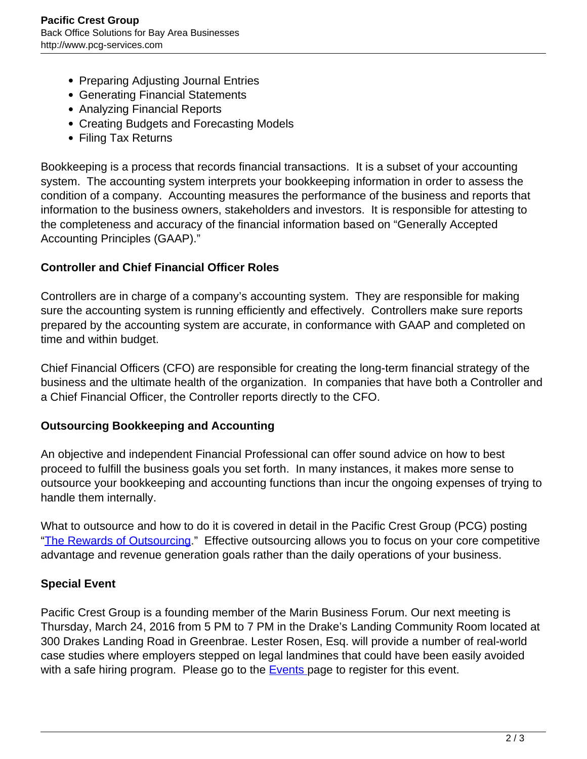- Preparing Adjusting Journal Entries
- Generating Financial Statements
- Analyzing Financial Reports
- Creating Budgets and Forecasting Models
- Filing Tax Returns

Bookkeeping is a process that records financial transactions. It is a subset of your accounting system. The accounting system interprets your bookkeeping information in order to assess the condition of a company. Accounting measures the performance of the business and reports that information to the business owners, stakeholders and investors. It is responsible for attesting to the completeness and accuracy of the financial information based on "Generally Accepted Accounting Principles (GAAP)."

**Controller and Chief Financial Officer Roles**

Controllers are in charge of a company's accounting system. They are responsible for making sure the accounting system is running efficiently and effectively. Controllers make sure reports prepared by the accounting system are accurate, in conformance with GAAP and completed on time and within budget.

Chief Financial Officers (CFO) are responsible for creating the long-term financial strategy of the business and the ultimate health of the organization. In companies that have both a Controller and a Chief Financial Officer, the Controller reports directly to the CFO.

**Outsourcing Bookkeeping and Accounting**

An objective and independent Financial Professional can offer sound advice on how to best proceed to fulfill the business goals you set forth. In many instances, it makes more sense to outsource your bookkeeping and accounting functions than incur the ongoing expenses of trying to handle them internally.

What to outsource and how to do it is covered in detail in the Pacific Crest Group (PCG) posting "The Rewards of Outsourcing." Effective outsourcing allows you to focus on your core competitive advantage and revenue generation goals rather than the daily operations of your business.

**Special Event**

Pacific Crest Group is a founding member of the Marin Business Forum. Our next meeting is Thursday, March 24, 2016 from 5 PM to 7 PM in the Drake's Landing Community Room located at 300 Drakes Landing Road in Greenbrae. Lester Rosen, Esq. will provide a number of real-world case studies where employers stepped on legal landmines that could have been easily avoided with a safe hiring program. Please go to the Events page to register for this event.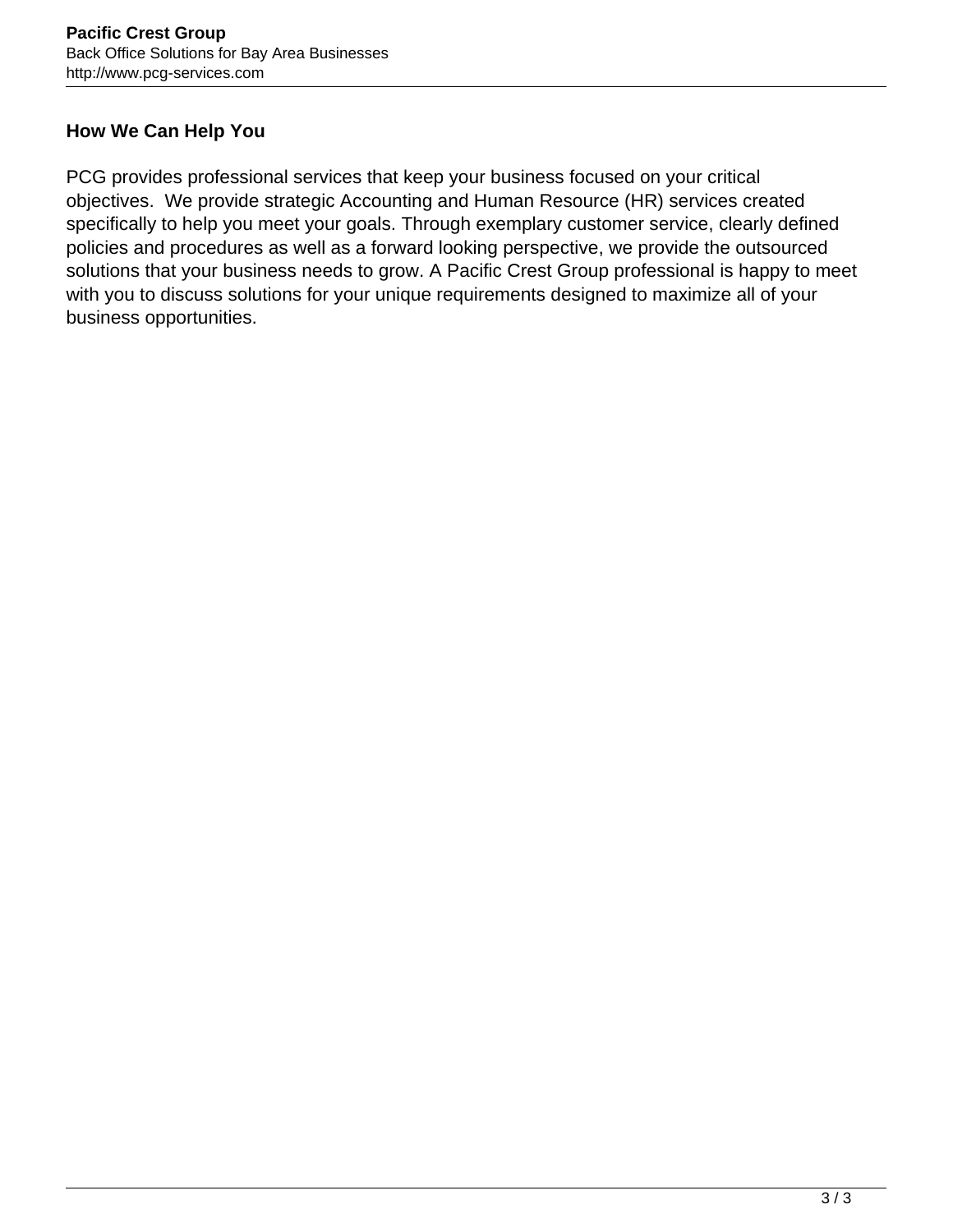## How We Can Help You

PCG provides professional services that keep your business focused on your critical objectives.  We provide strategic Accounting and Human Resource (HR) services created specifically to help you meet your goals. Through exemplary customer service, clearly defined policies and procedures as well as a forward looking perspective, we provide the outsourced solutions that your business needs to grow. A Pacific Crest Group professional is happy to meet with you to discuss solutions for your unique requirements designed to maximize all of your business opportunities.